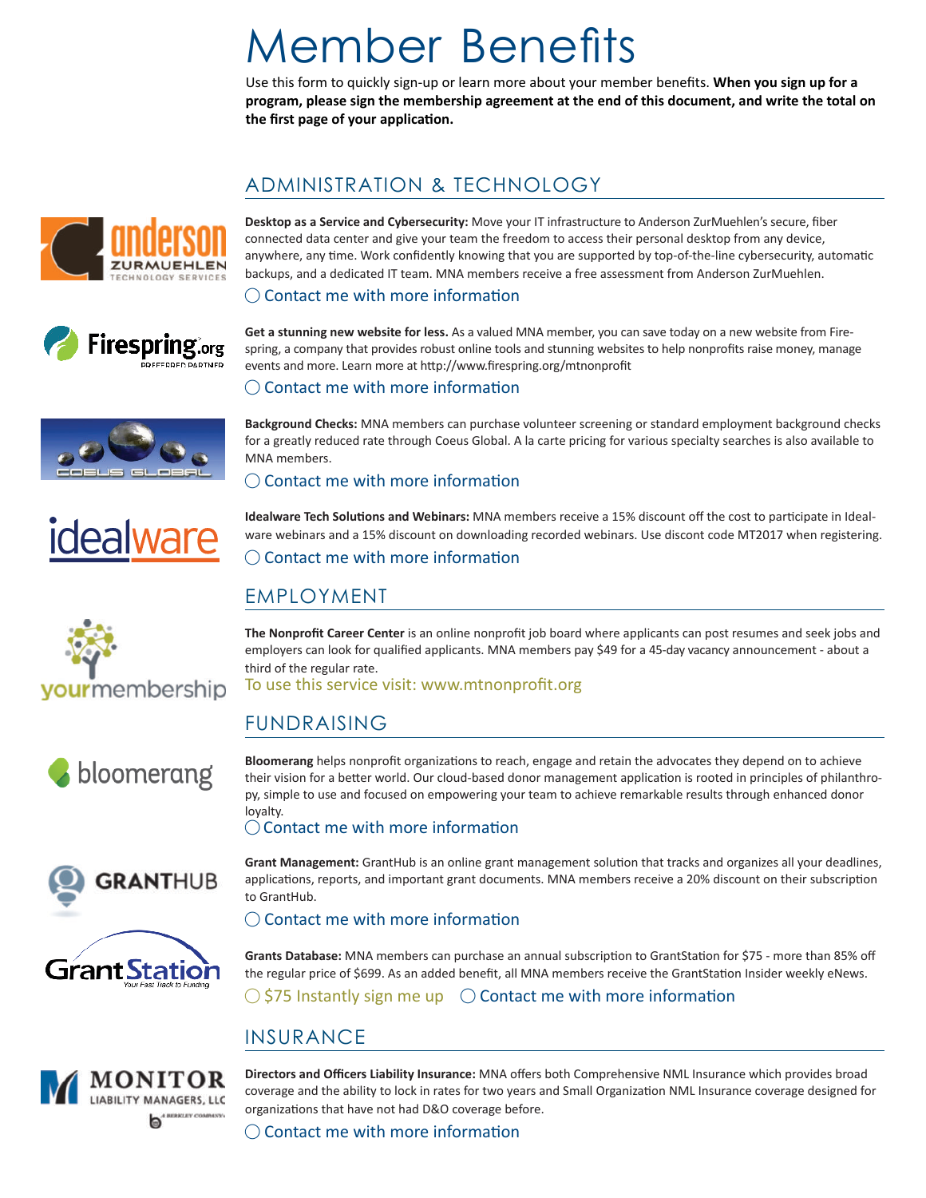# Member Benefits

Use this form to quickly sign-up or learn more about your member benefits. **When you sign up for a program, please sign the membership agreement at the end of this document, and write the total on the first page of your application.**

## ADMINISTRATION & TECHNOLOGY

**Desktop as a Service and Cybersecurity:** Move your IT infrastructure to Anderson ZurMuehlen's secure, fiber connected data center and give your team the freedom to access their personal desktop from any device, anywhere, any time. Work confidently knowing that you are supported by top-of-the-line cybersecurity, automatic backups, and a dedicated IT team. MNA members receive a free assessment from Anderson ZurMuehlen.

◯ Contact me with more information

**Get a stunning new website for less.** As a valued MNA member, you can save today on a new website from Firespring, a company that provides robust online tools and stunning websites to help nonprofits raise money, manage events and more. Learn more at http://www.firespring.org/mtnonprofit

◯ Contact me with more information

**Background Checks:** MNA members can purchase volunteer screening or standard employment background checks for a greatly reduced rate through Coeus Global. A la carte pricing for various specialty searches is also available to MNA members.

◯ Contact me with more information

**Idealware Tech Solutions and Webinars:** MNA members receive a 15% discount off the cost to participate in Idealware webinars and a 15% discount on downloading recorded webinars. Use discont code MT2017 when registering.

◯ Contact me with more information

## EMPLOYMENT

**The Nonprofit Career Center** is an online nonprofit job board where applicants can post resumes and seek jobs and employers can look for qualified applicants. MNA members pay $49 for a 45-day vacancy announcement - about a third of the regular rate.

To use this service visit: www.mtnonprofit.org

## FUNDRAISING

**Bloomerang** helps nonprofit organizations to reach, engage and retain the advocates they depend on to achieve their vision for a better world. Our cloud-based donor management application is rooted in principles of philanthropy, simple to use and focused on empowering your team to achieve remarkable results through enhanced donor loyalty.

◯ Contact me with more information

**Grant Management:** GrantHub is an online grant management solution that tracks and organizes all your deadlines, applications, reports, and important grant documents. MNA members receive a 20% discount on their subscription to GrantHub.

◯ Contact me with more information

**Grants Database:** MNA members can purchase an annual subscription to GrantStation for $75 - more than 85% off the regular price of $699. As an added benefit, all MNA members receive the GrantStation Insider weekly eNews.

◯ $75 Instantly sign me up ◯ Contact me with more information

## INSURANCE

**Directors and Officers Liability Insurance:** MNA offers both Comprehensive NML Insurance which provides broad coverage and the ability to lock in rates for two years and Small Organization NML Insurance coverage designed for organizations that have not had D&O coverage before.

◯ Contact me with more information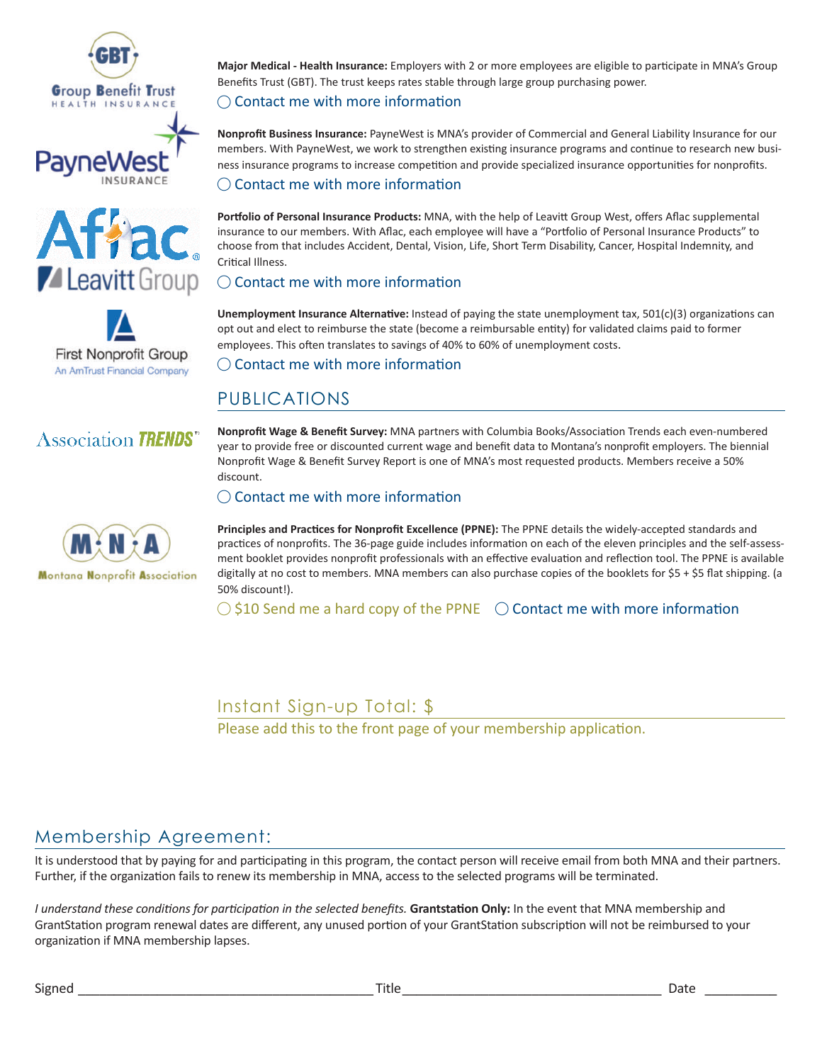**Major Medical - Health Insurance:** Employers with 2 or more employees are eligible to participate in MNA's Group Benefits Trust (GBT). The trust keeps rates stable through large group purchasing power.

◯ Contact me with more information

**Nonprofit Business Insurance:** PayneWest is MNA's provider of Commercial and General Liability Insurance for our members. With PayneWest, we work to strengthen existing insurance programs and continue to research new business insurance programs to increase competition and provide specialized insurance opportunities for nonprofits.

◯ Contact me with more information

**Portfolio of Personal Insurance Products:** MNA, with the help of Leavitt Group West, offers Aflac supplemental insurance to our members. With Aflac, each employee will have a "Portfolio of Personal Insurance Products" to choose from that includes Accident, Dental, Vision, Life, Short Term Disability, Cancer, Hospital Indemnity, and Critical Illness.

◯ Contact me with more information

**Unemployment Insurance Alternative:** Instead of paying the state unemployment tax, 501(c)(3) organizations can opt out and elect to reimburse the state (become a reimbursable entity) for validated claims paid to former employees. This often translates to savings of 40% to 60% of unemployment costs.

◯ Contact me with more information

## PUBLICATIONS

**Nonprofit Wage & Benefit Survey:** MNA partners with Columbia Books/Association Trends each even-numbered year to provide free or discounted current wage and benefit data to Montana's nonprofit employers. The biennial Nonprofit Wage & Benefit Survey Report is one of MNA's most requested products. Members receive a 50% discount.

◯ Contact me with more information

**Principles and Practices for Nonprofit Excellence (PPNE):** The PPNE details the widely-accepted standards and practices of nonprofits. The 36-page guide includes information on each of the eleven principles and the self-assessment booklet provides nonprofit professionals with an effective evaluation and reflection tool. The PPNE is available digitally at no cost to members. MNA members can also purchase copies of the booklets for $5 + $5 flat shipping. (a 50% discount!).

◯ $10 Send me a hard copy of the PPNE ◯ Contact me with more information

## Instant Sign-up Total: $

Please add this to the front page of your membership application.

## Membership Agreement:

It is understood that by paying for and participating in this program, the contact person will receive email from both MNA and their partners. Further, if the organization fails to renew its membership in MNA, access to the selected programs will be terminated.

*I understand these conditions for participation in the selected benefits.* **Grantstation Only:** In the event that MNA membership and GrantStation program renewal dates are different, any unused portion of your GrantStation subscription will not be reimbursed to your organization if MNA membership lapses.

Signed ________________________________________ Title ___________________________________ Date __________